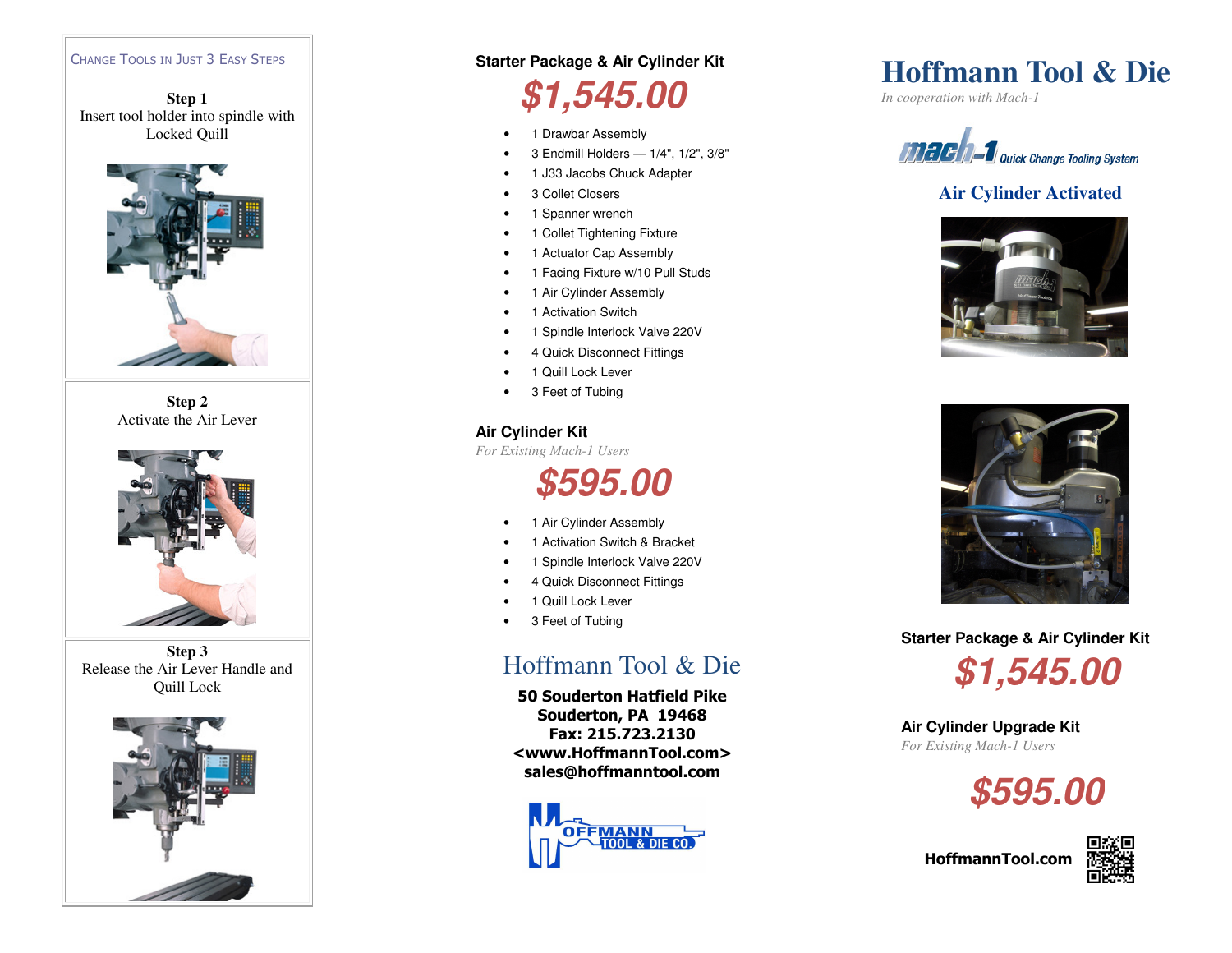## Change Tools in Just 3 Easy Steps

**Step 1**
Insert tool holder into spindle with Locked Quill

**Step 2**
Activate the Air Lever

**Step 3**
Release the Air Lever Handle and Quill Lock

### Starter Package & Air Cylinder Kit

## $1,545.00

- 1 Drawbar Assembly
- 3 Endmill Holders — 1/4", 1/2", 3/8"
- 1 J33 Jacobs Chuck Adapter
- 3 Collet Closers
- 1 Spanner wrench
- 1 Collet Tightening Fixture
- 1 Actuator Cap Assembly
- 1 Facing Fixture w/10 Pull Studs
- 1 Air Cylinder Assembly
- 1 Activation Switch
- 1 Spindle Interlock Valve 220V
- 4 Quick Disconnect Fittings
- 1 Quill Lock Lever
- 3 Feet of Tubing

### Air Cylinder Kit

*For Existing Mach-1 Users*

## $595.00

- 1 Air Cylinder Assembly
- 1 Activation Switch & Bracket
- 1 Spindle Interlock Valve 220V
- 4 Quick Disconnect Fittings
- 1 Quill Lock Lever
- 3 Feet of Tubing

## Hoffmann Tool & Die

**50 Souderton Hatfield Pike**
**Souderton, PA 19468**
**Fax: 215.723.2130**
**<www.HoffmannTool.com>**
**sales@hoffmanntool.com**

HOFFMANN TOOL & DIE CO.

# Hoffmann Tool & Die

*In cooperation with Mach-1*

mach-1 Quick Change Tooling System

## Air Cylinder Activated

### Starter Package & Air Cylinder Kit

## $1,545.00

### Air Cylinder Upgrade Kit

*For Existing Mach-1 Users*

## $595.00

**HoffmannTool.com**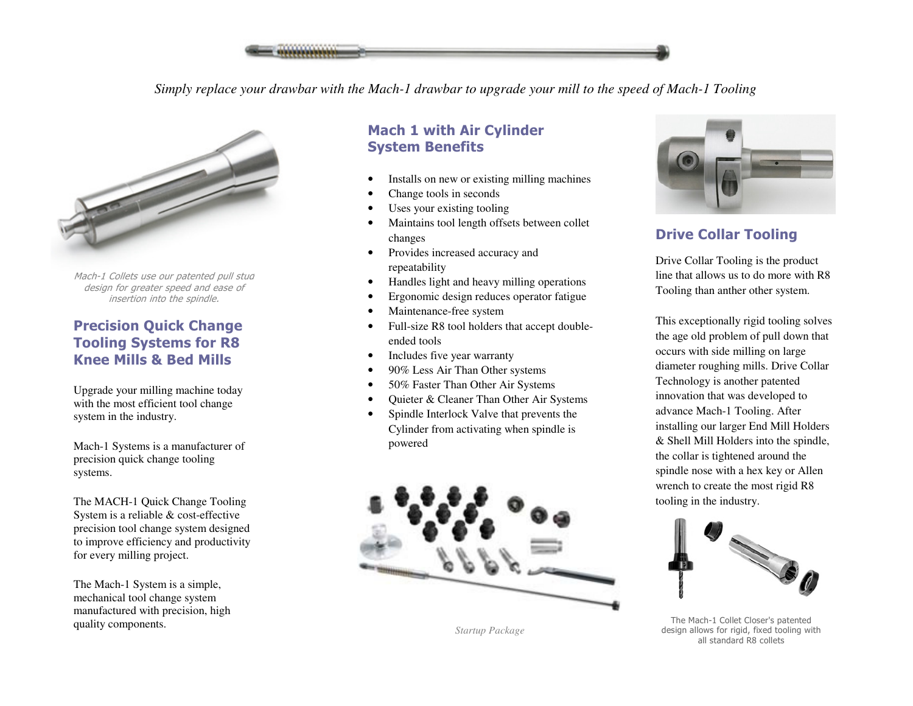*Simply replace your drawbar with the Mach-1 drawbar to upgrade your mill to the speed of Mach-1 Tooling*

*Mach-1 Collets use our patented pull stud design for greater speed and ease of insertion into the spindle.*

## Precision Quick Change Tooling Systems for R8 Knee Mills & Bed Mills

Upgrade your milling machine today with the most efficient tool change system in the industry.

Mach-1 Systems is a manufacturer of precision quick change tooling systems.

The MACH-1 Quick Change Tooling System is a reliable & cost-effective precision tool change system designed to improve efficiency and productivity for every milling project.

The Mach-1 System is a simple, mechanical tool change system manufactured with precision, high quality components.

## Mach 1 with Air Cylinder System Benefits

- Installs on new or existing milling machines
- Change tools in seconds
- Uses your existing tooling
- Maintains tool length offsets between collet changes
- Provides increased accuracy and repeatability
- Handles light and heavy milling operations
- Ergonomic design reduces operator fatigue
- Maintenance-free system
- Full-size R8 tool holders that accept double-ended tools
- Includes five year warranty
- 90% Less Air Than Other systems
- 50% Faster Than Other Air Systems
- Quieter & Cleaner Than Other Air Systems
- Spindle Interlock Valve that prevents the Cylinder from activating when spindle is powered

*Startup Package*

## Drive Collar Tooling

Drive Collar Tooling is the product line that allows us to do more with R8 Tooling than anther other system.

This exceptionally rigid tooling solves the age old problem of pull down that occurs with side milling on large diameter roughing mills. Drive Collar Technology is another patented innovation that was developed to advance Mach-1 Tooling. After installing our larger End Mill Holders & Shell Mill Holders into the spindle, the collar is tightened around the spindle nose with a hex key or Allen wrench to create the most rigid R8 tooling in the industry.

The Mach-1 Collet Closer's patented design allows for rigid, fixed tooling with all standard R8 collets